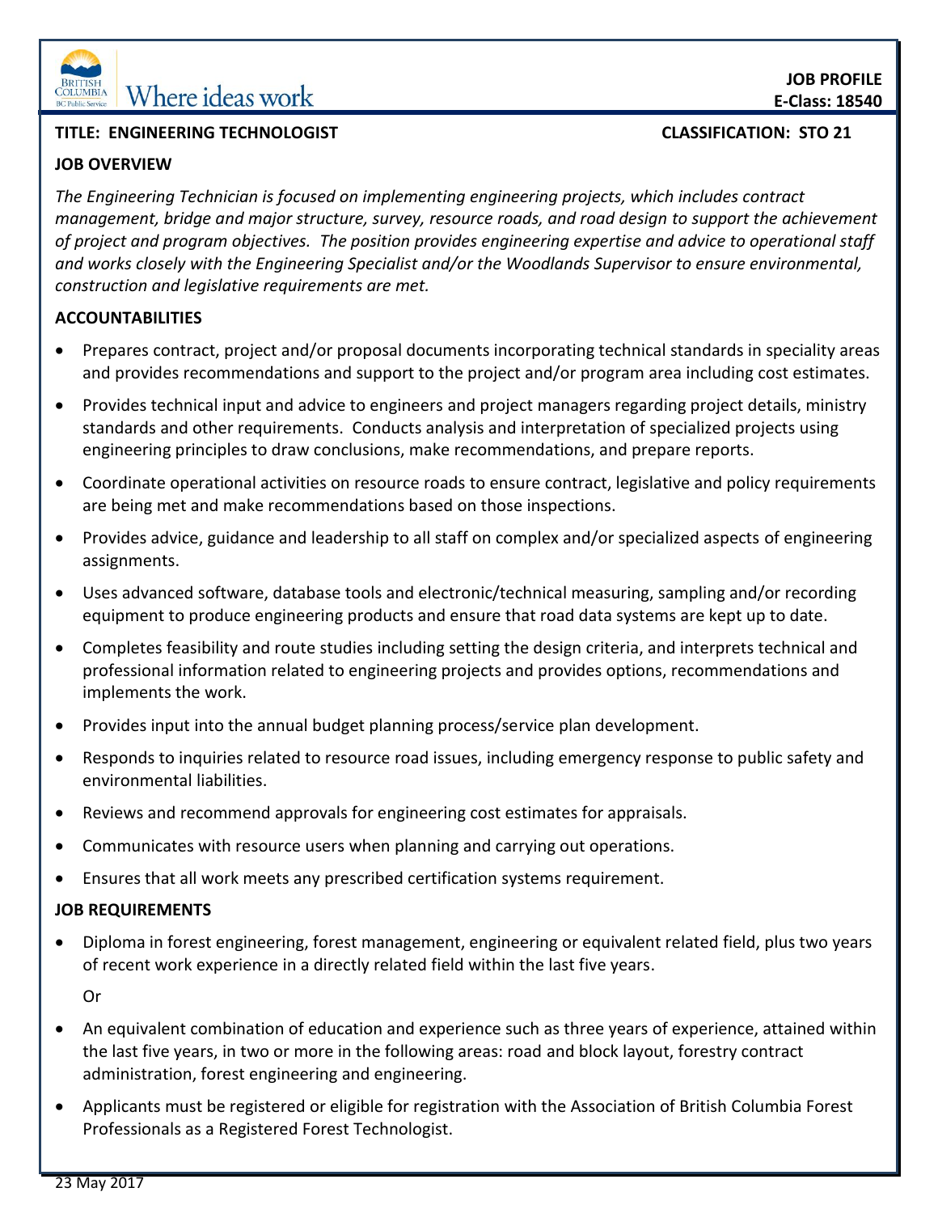Where ideas work

**JOB PROFILE**
**E-Class: 18540**

**TITLE: ENGINEERING TECHNOLOGIST** **CLASSIFICATION: STO 21**

## JOB OVERVIEW

*The Engineering Technician is focused on implementing engineering projects, which includes contract management, bridge and major structure, survey, resource roads, and road design to support the achievement of project and program objectives. The position provides engineering expertise and advice to operational staff and works closely with the Engineering Specialist and/or the Woodlands Supervisor to ensure environmental, construction and legislative requirements are met.*

## ACCOUNTABILITIES

- Prepares contract, project and/or proposal documents incorporating technical standards in speciality areas and provides recommendations and support to the project and/or program area including cost estimates.
- Provides technical input and advice to engineers and project managers regarding project details, ministry standards and other requirements. Conducts analysis and interpretation of specialized projects using engineering principles to draw conclusions, make recommendations, and prepare reports.
- Coordinate operational activities on resource roads to ensure contract, legislative and policy requirements are being met and make recommendations based on those inspections.
- Provides advice, guidance and leadership to all staff on complex and/or specialized aspects of engineering assignments.
- Uses advanced software, database tools and electronic/technical measuring, sampling and/or recording equipment to produce engineering products and ensure that road data systems are kept up to date.
- Completes feasibility and route studies including setting the design criteria, and interprets technical and professional information related to engineering projects and provides options, recommendations and implements the work.
- Provides input into the annual budget planning process/service plan development.
- Responds to inquiries related to resource road issues, including emergency response to public safety and environmental liabilities.
- Reviews and recommend approvals for engineering cost estimates for appraisals.
- Communicates with resource users when planning and carrying out operations.
- Ensures that all work meets any prescribed certification systems requirement.

## JOB REQUIREMENTS

- Diploma in forest engineering, forest management, engineering or equivalent related field, plus two years of recent work experience in a directly related field within the last five years.

  Or

- An equivalent combination of education and experience such as three years of experience, attained within the last five years, in two or more in the following areas: road and block layout, forestry contract administration, forest engineering and engineering.
- Applicants must be registered or eligible for registration with the Association of British Columbia Forest Professionals as a Registered Forest Technologist.

23 May 2017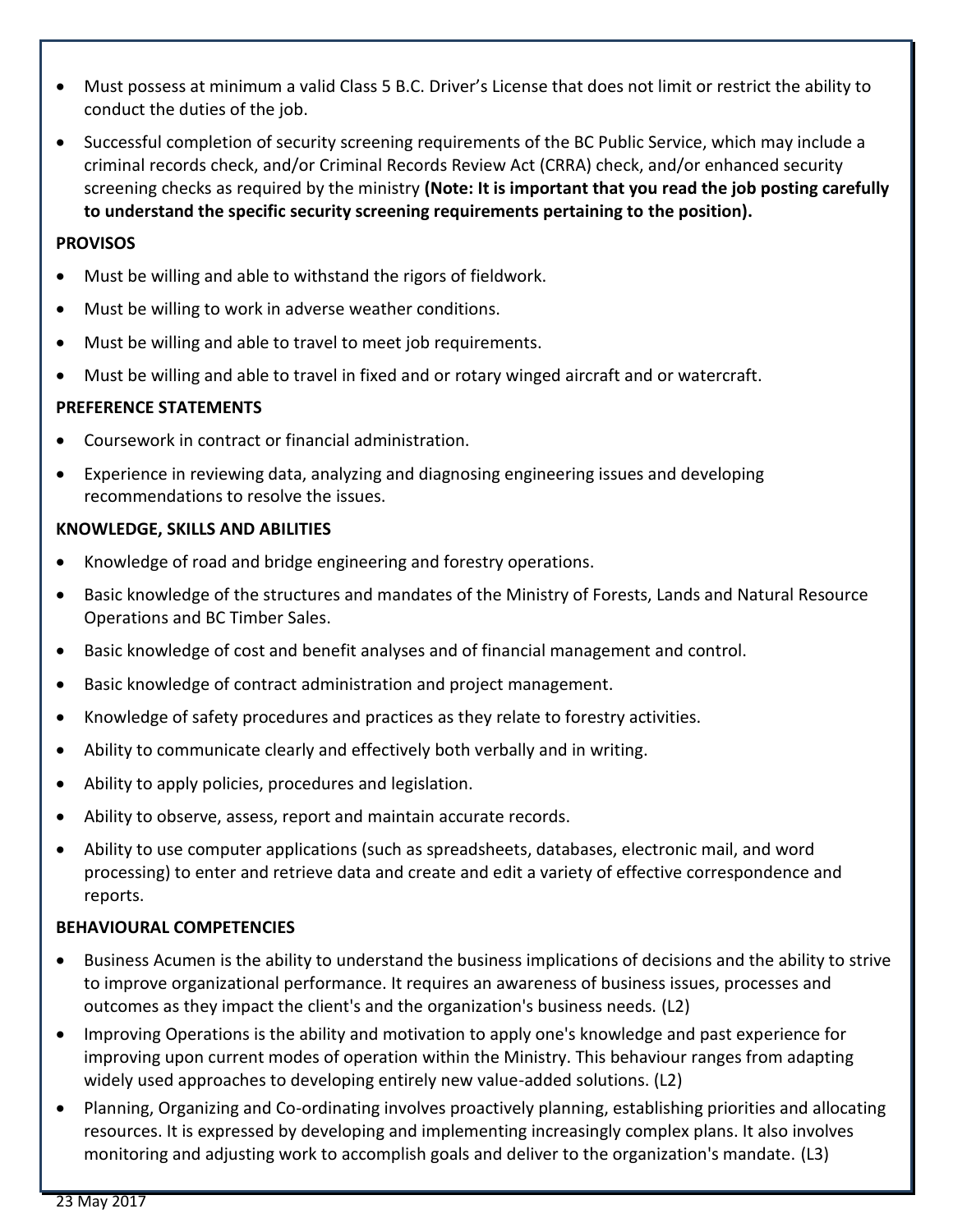- Must possess at minimum a valid Class 5 B.C. Driver's License that does not limit or restrict the ability to conduct the duties of the job.
- Successful completion of security screening requirements of the BC Public Service, which may include a criminal records check, and/or Criminal Records Review Act (CRRA) check, and/or enhanced security screening checks as required by the ministry **(Note: It is important that you read the job posting carefully to understand the specific security screening requirements pertaining to the position).**

**PROVISOS**

- Must be willing and able to withstand the rigors of fieldwork.
- Must be willing to work in adverse weather conditions.
- Must be willing and able to travel to meet job requirements.
- Must be willing and able to travel in fixed and or rotary winged aircraft and or watercraft.

**PREFERENCE STATEMENTS**

- Coursework in contract or financial administration.
- Experience in reviewing data, analyzing and diagnosing engineering issues and developing recommendations to resolve the issues.

**KNOWLEDGE, SKILLS AND ABILITIES**

- Knowledge of road and bridge engineering and forestry operations.
- Basic knowledge of the structures and mandates of the Ministry of Forests, Lands and Natural Resource Operations and BC Timber Sales.
- Basic knowledge of cost and benefit analyses and of financial management and control.
- Basic knowledge of contract administration and project management.
- Knowledge of safety procedures and practices as they relate to forestry activities.
- Ability to communicate clearly and effectively both verbally and in writing.
- Ability to apply policies, procedures and legislation.
- Ability to observe, assess, report and maintain accurate records.
- Ability to use computer applications (such as spreadsheets, databases, electronic mail, and word processing) to enter and retrieve data and create and edit a variety of effective correspondence and reports.

**BEHAVIOURAL COMPETENCIES**

- Business Acumen is the ability to understand the business implications of decisions and the ability to strive to improve organizational performance. It requires an awareness of business issues, processes and outcomes as they impact the client's and the organization's business needs. (L2)
- Improving Operations is the ability and motivation to apply one's knowledge and past experience for improving upon current modes of operation within the Ministry. This behaviour ranges from adapting widely used approaches to developing entirely new value-added solutions. (L2)
- Planning, Organizing and Co-ordinating involves proactively planning, establishing priorities and allocating resources. It is expressed by developing and implementing increasingly complex plans. It also involves monitoring and adjusting work to accomplish goals and deliver to the organization's mandate. (L3)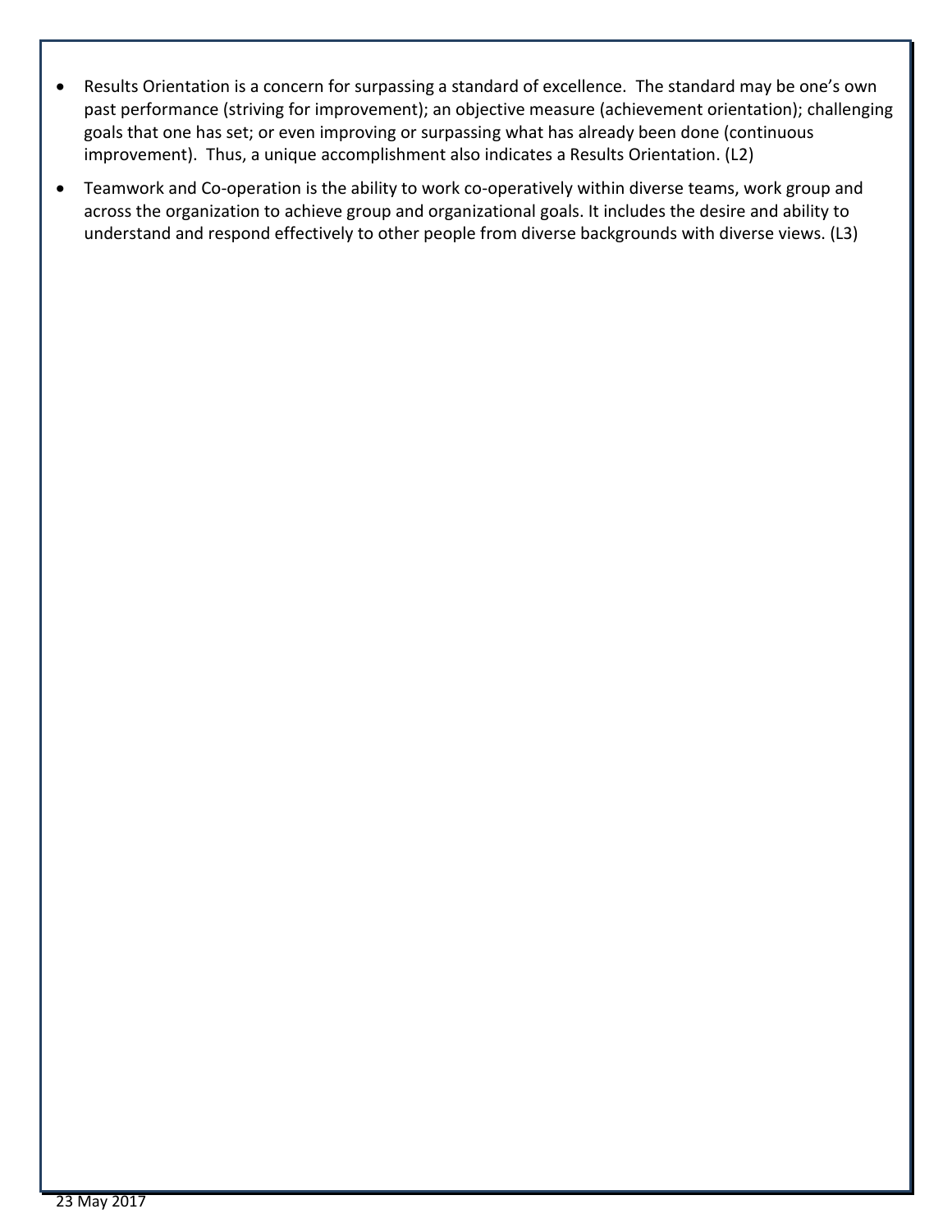- Results Orientation is a concern for surpassing a standard of excellence. The standard may be one's own past performance (striving for improvement); an objective measure (achievement orientation); challenging goals that one has set; or even improving or surpassing what has already been done (continuous improvement). Thus, a unique accomplishment also indicates a Results Orientation. (L2)
- Teamwork and Co-operation is the ability to work co-operatively within diverse teams, work group and across the organization to achieve group and organizational goals. It includes the desire and ability to understand and respond effectively to other people from diverse backgrounds with diverse views. (L3)